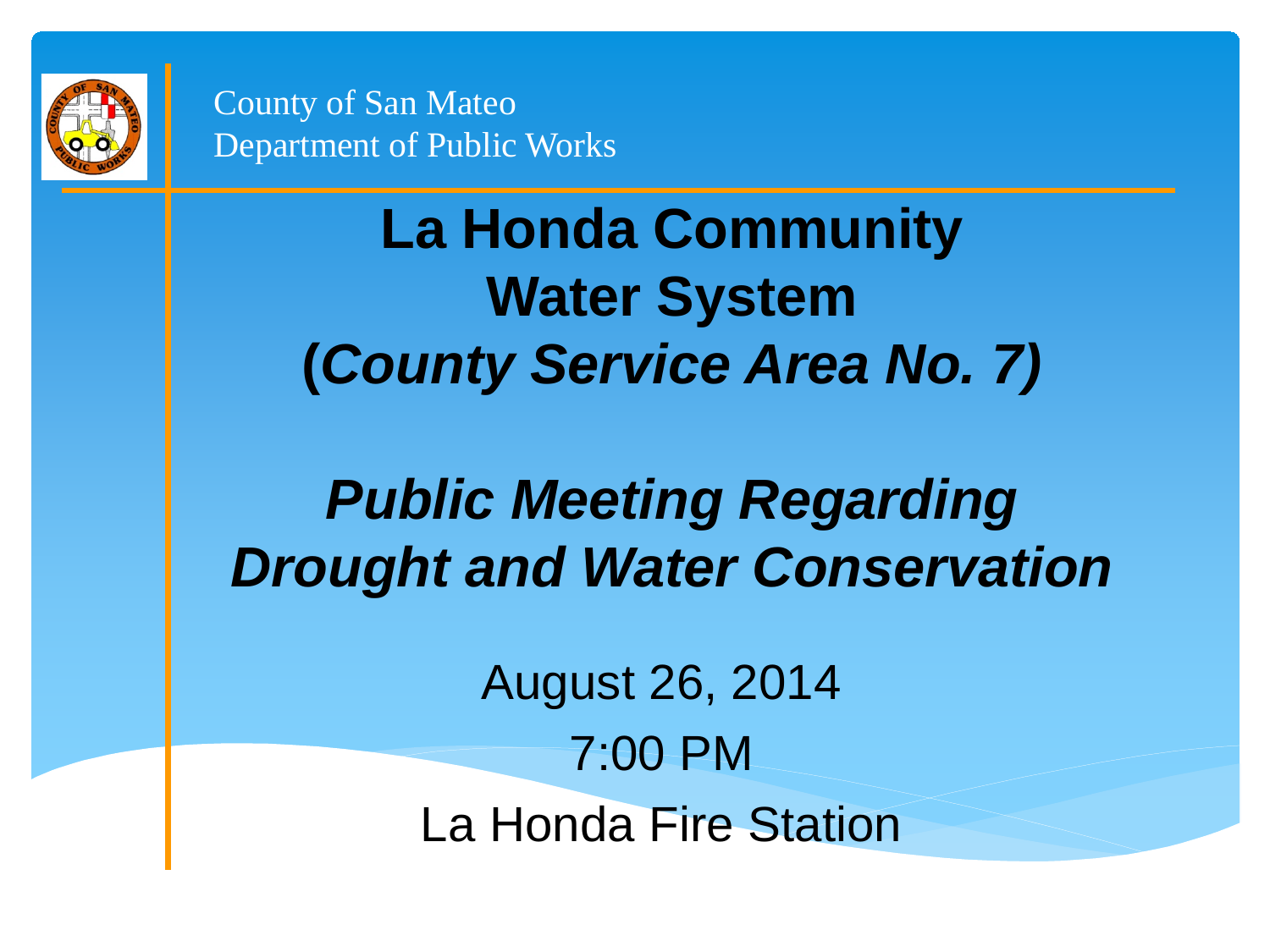County of San Mateo
Department of Public Works

# La Honda Community Water System (*County Service Area No. 7)*

## *Public Meeting Regarding Drought and Water Conservation*

August 26, 2014

7:00 PM

La Honda Fire Station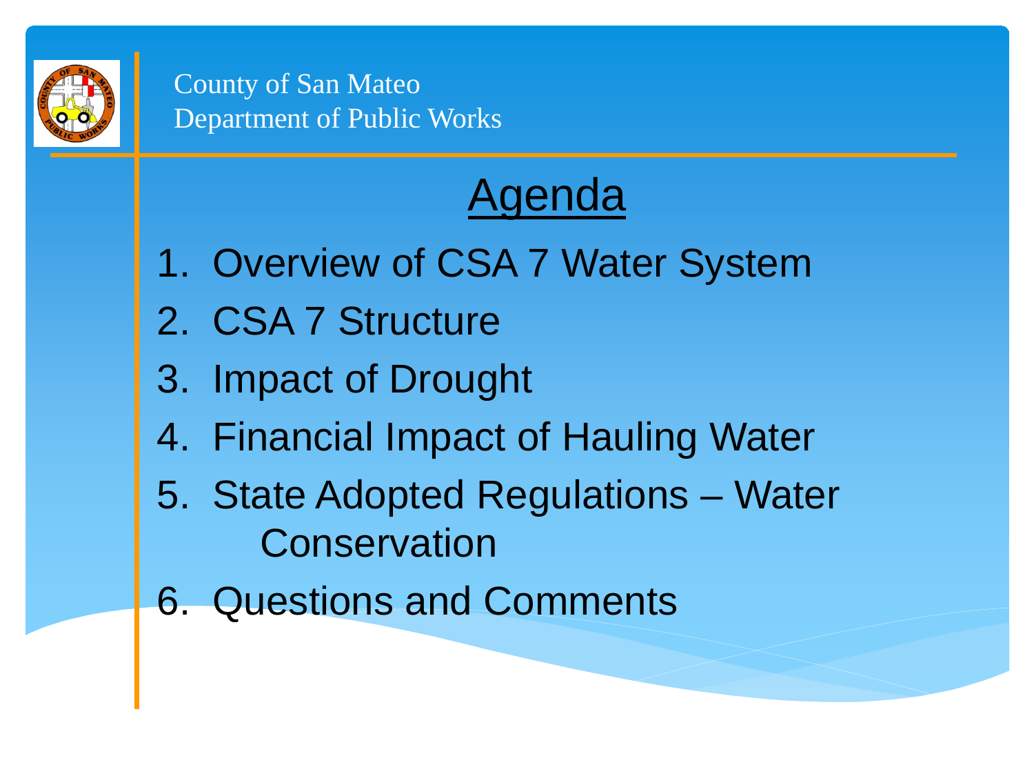County of San Mateo
Department of Public Works

# Agenda

1. Overview of CSA 7 Water System
2. CSA 7 Structure
3. Impact of Drought
4. Financial Impact of Hauling Water
5. State Adopted Regulations – Water Conservation
6. Questions and Comments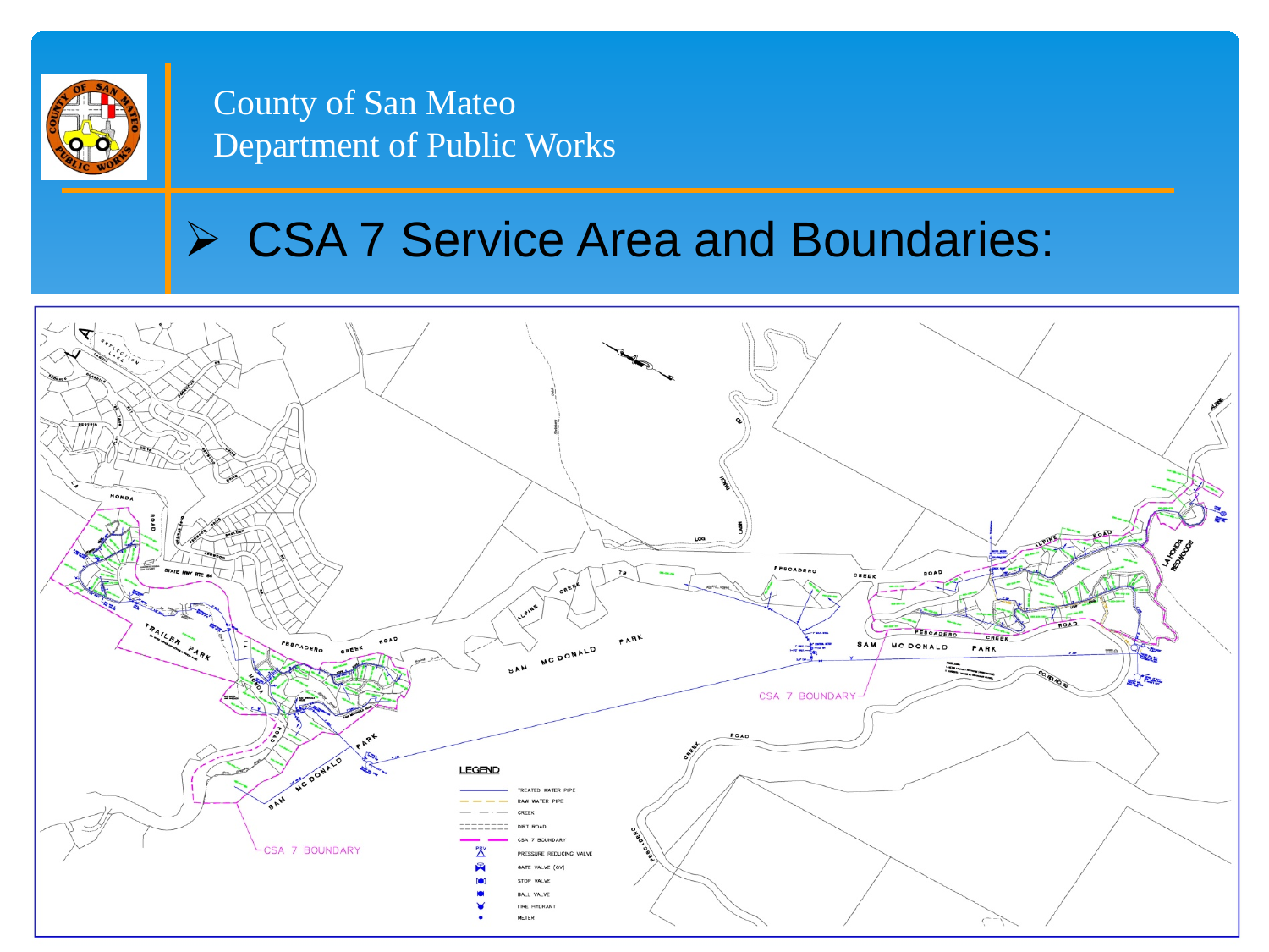County of San Mateo
Department of Public Works

# CSA 7 Service Area and Boundaries:

**LEGEND**

- TREATED WATER PIPE
- RAW WATER PIPE
- CREEK
- DIRT ROAD
- CSA 7 BOUNDARY
- PRESSURE REDUCING VALVE
- GATE VALVE (GV)
- STOP VALVE
- BALL VALVE
- FIRE HYDRANT
- METER

CSA 7 BOUNDARY

CSA 7 BOUNDARY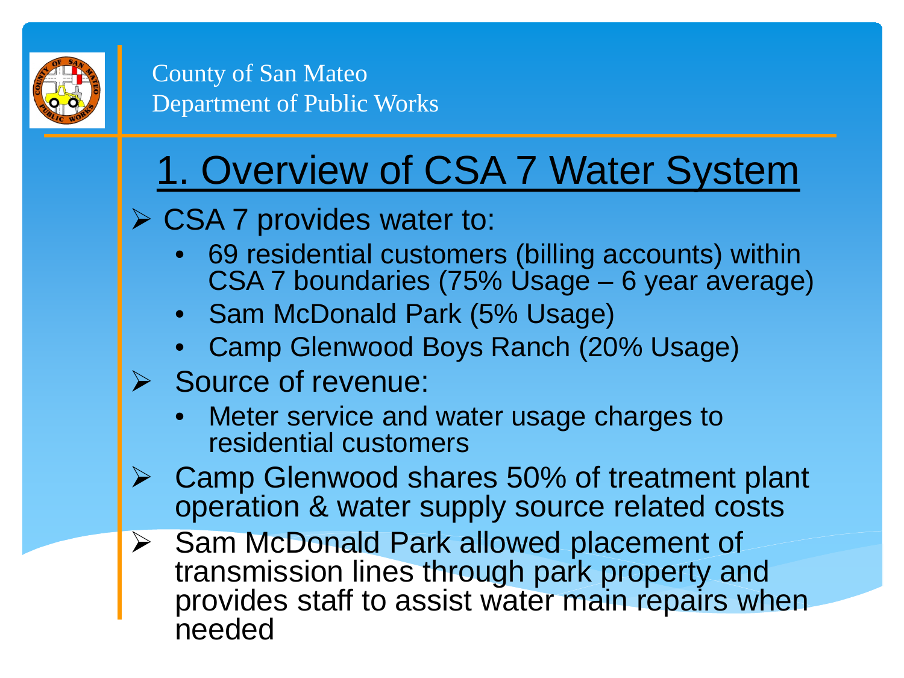County of San Mateo
Department of Public Works

# 1. Overview of CSA 7 Water System

- CSA 7 provides water to:
  - 69 residential customers (billing accounts) within CSA 7 boundaries (75% Usage – 6 year average)
  - Sam McDonald Park (5% Usage)
  - Camp Glenwood Boys Ranch (20% Usage)
- Source of revenue:
  - Meter service and water usage charges to residential customers
- Camp Glenwood shares 50% of treatment plant operation & water supply source related costs
- Sam McDonald Park allowed placement of transmission lines through park property and provides staff to assist water main repairs when needed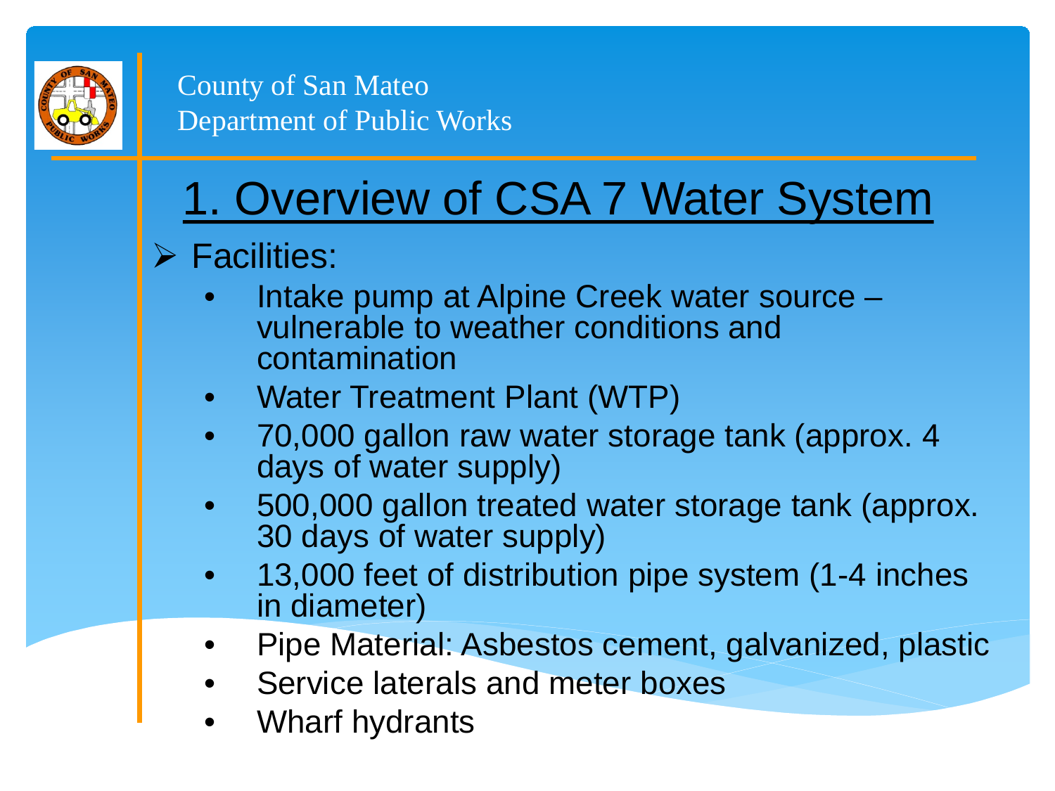County of San Mateo
Department of Public Works

# 1. Overview of CSA 7 Water System

- Facilities:
  - Intake pump at Alpine Creek water source – vulnerable to weather conditions and contamination
  - Water Treatment Plant (WTP)
  - 70,000 gallon raw water storage tank (approx. 4 days of water supply)
  - 500,000 gallon treated water storage tank (approx. 30 days of water supply)
  - 13,000 feet of distribution pipe system (1-4 inches in diameter)
  - Pipe Material: Asbestos cement, galvanized, plastic
  - Service laterals and meter boxes
  - Wharf hydrants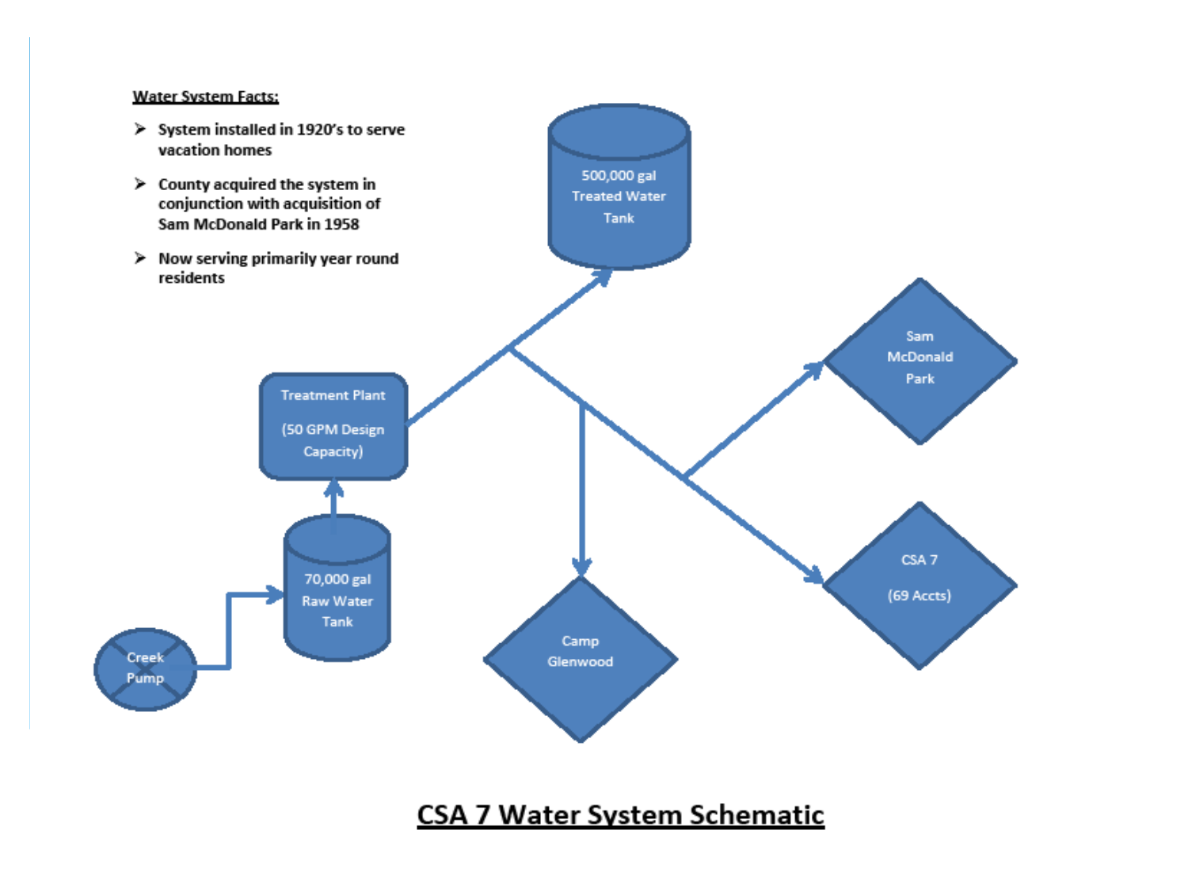**Water System Facts:**

- System installed in 1920's to serve vacation homes
- County acquired the system in conjunction with acquisition of Sam McDonald Park in 1958
- Now serving primarily year round residents

500,000 gal Treated Water Tank

Treatment Plant (50 GPM Design Capacity)

70,000 gal Raw Water Tank

Creek Pump

Sam McDonald Park

CSA 7 (69 Accts)

Camp Glenwood

## CSA 7 Water System Schematic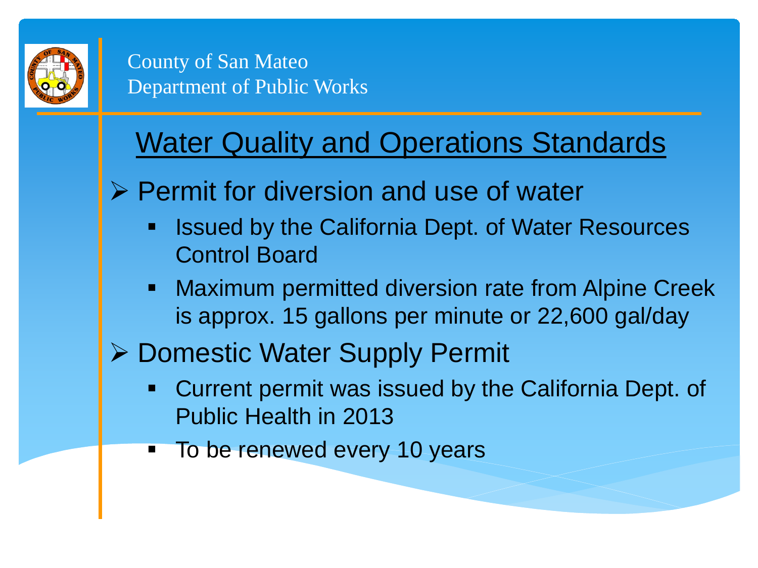County of San Mateo
Department of Public Works

## Water Quality and Operations Standards

- Permit for diversion and use of water
  - Issued by the California Dept. of Water Resources Control Board
  - Maximum permitted diversion rate from Alpine Creek is approx. 15 gallons per minute or 22,600 gal/day
- Domestic Water Supply Permit
  - Current permit was issued by the California Dept. of Public Health in 2013
  - To be renewed every 10 years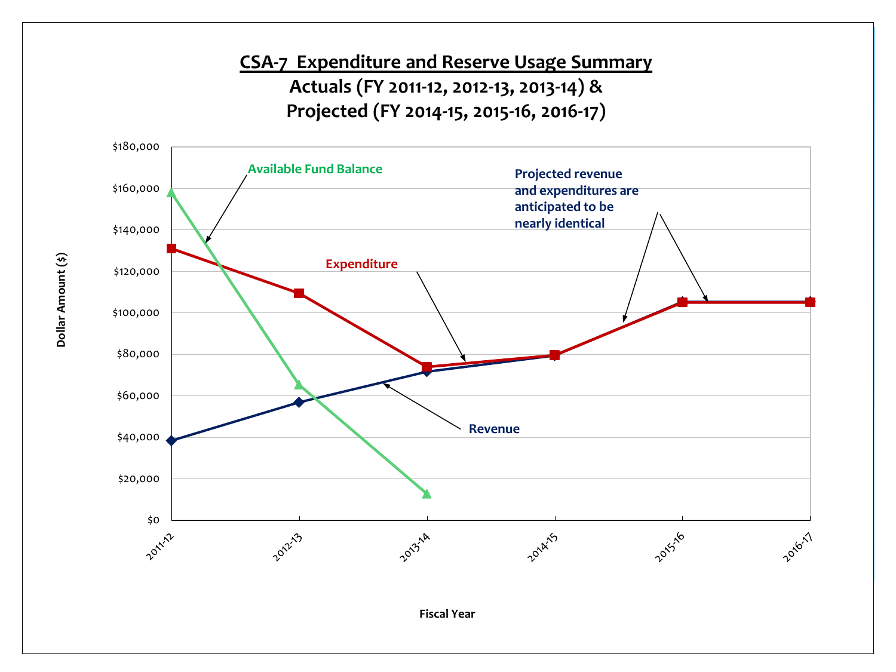## CSA-7 Expenditure and Reserve Usage Summary

### Actuals (FY 2011-12, 2012-13, 2013-14) & Projected (FY 2014-15, 2015-16, 2016-17)

Available Fund Balance

Projected revenue and expenditures are anticipated to be nearly identical

Expenditure

Revenue

Dollar Amount ($)

$180,000
$160,000
$140,000
$120,000
$100,000
$80,000
$60,000
$40,000
$20,000
$0

2011-12 | 2012-13 | 2013-14 | 2014-15 | 2015-16 | 2016-17

Fiscal Year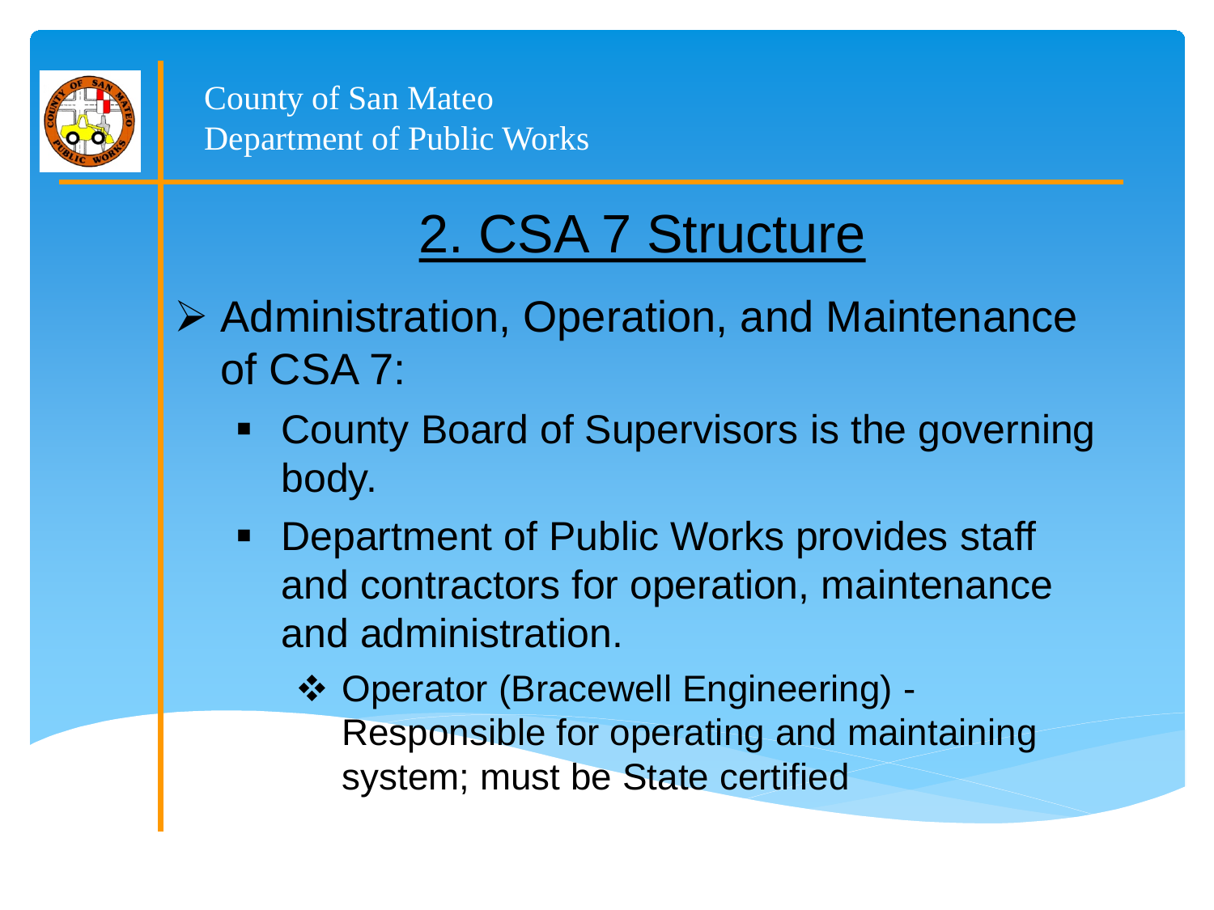County of San Mateo
Department of Public Works

# 2. CSA 7 Structure

- Administration, Operation, and Maintenance of CSA 7:
  - County Board of Supervisors is the governing body.
  - Department of Public Works provides staff and contractors for operation, maintenance and administration.
    - Operator (Bracewell Engineering) - Responsible for operating and maintaining system; must be State certified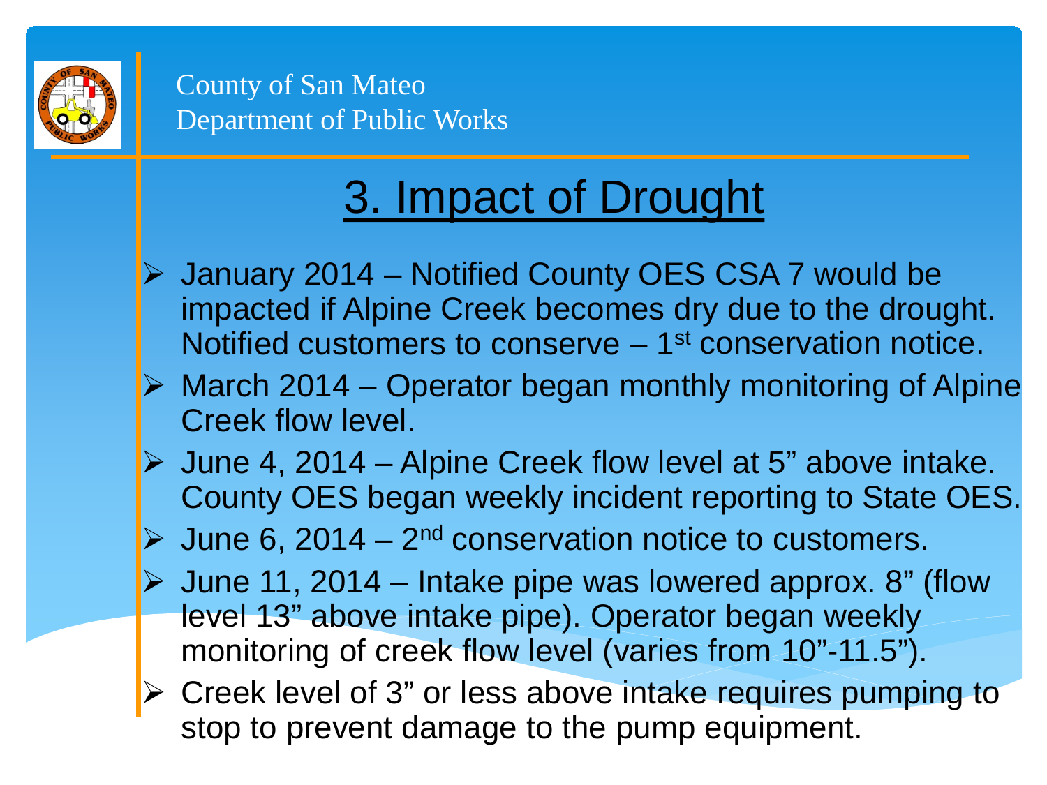County of San Mateo
Department of Public Works

# 3. Impact of Drought

- January 2014 – Notified County OES CSA 7 would be impacted if Alpine Creek becomes dry due to the drought. Notified customers to conserve – 1st conservation notice.
- March 2014 – Operator began monthly monitoring of Alpine Creek flow level.
- June 4, 2014 – Alpine Creek flow level at 5" above intake. County OES began weekly incident reporting to State OES.
- June 6, 2014 – 2nd conservation notice to customers.
- June 11, 2014 – Intake pipe was lowered approx. 8" (flow level 13" above intake pipe). Operator began weekly monitoring of creek flow level (varies from 10"-11.5").
- Creek level of 3" or less above intake requires pumping to stop to prevent damage to the pump equipment.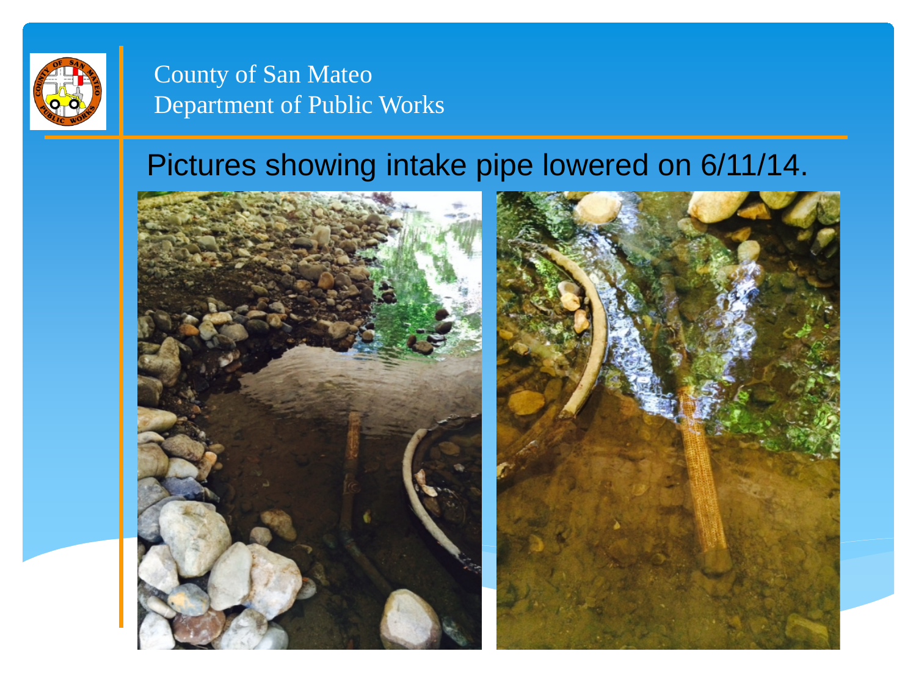County of San Mateo
Department of Public Works

# Pictures showing intake pipe lowered on 6/11/14.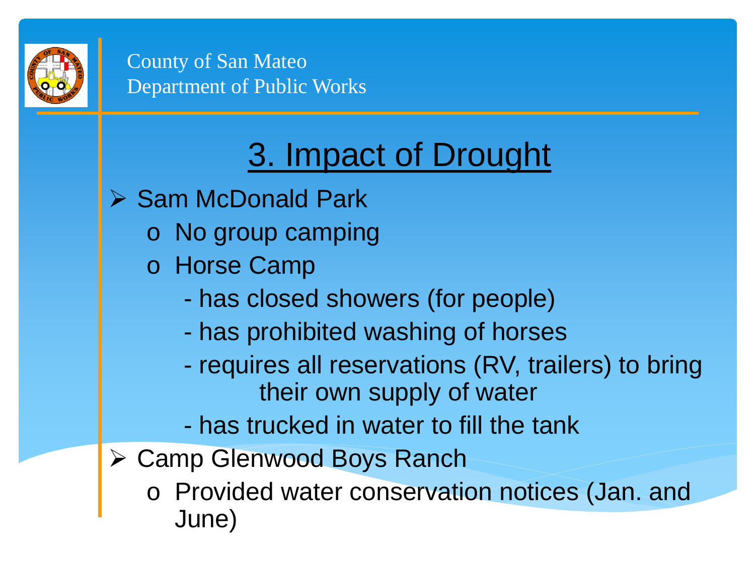County of San Mateo
Department of Public Works

# 3. Impact of Drought

- Sam McDonald Park
  - No group camping
  - Horse Camp
    - has closed showers (for people)
    - has prohibited washing of horses
    - requires all reservations (RV, trailers) to bring their own supply of water
    - has trucked in water to fill the tank
- Camp Glenwood Boys Ranch
  - Provided water conservation notices (Jan. and June)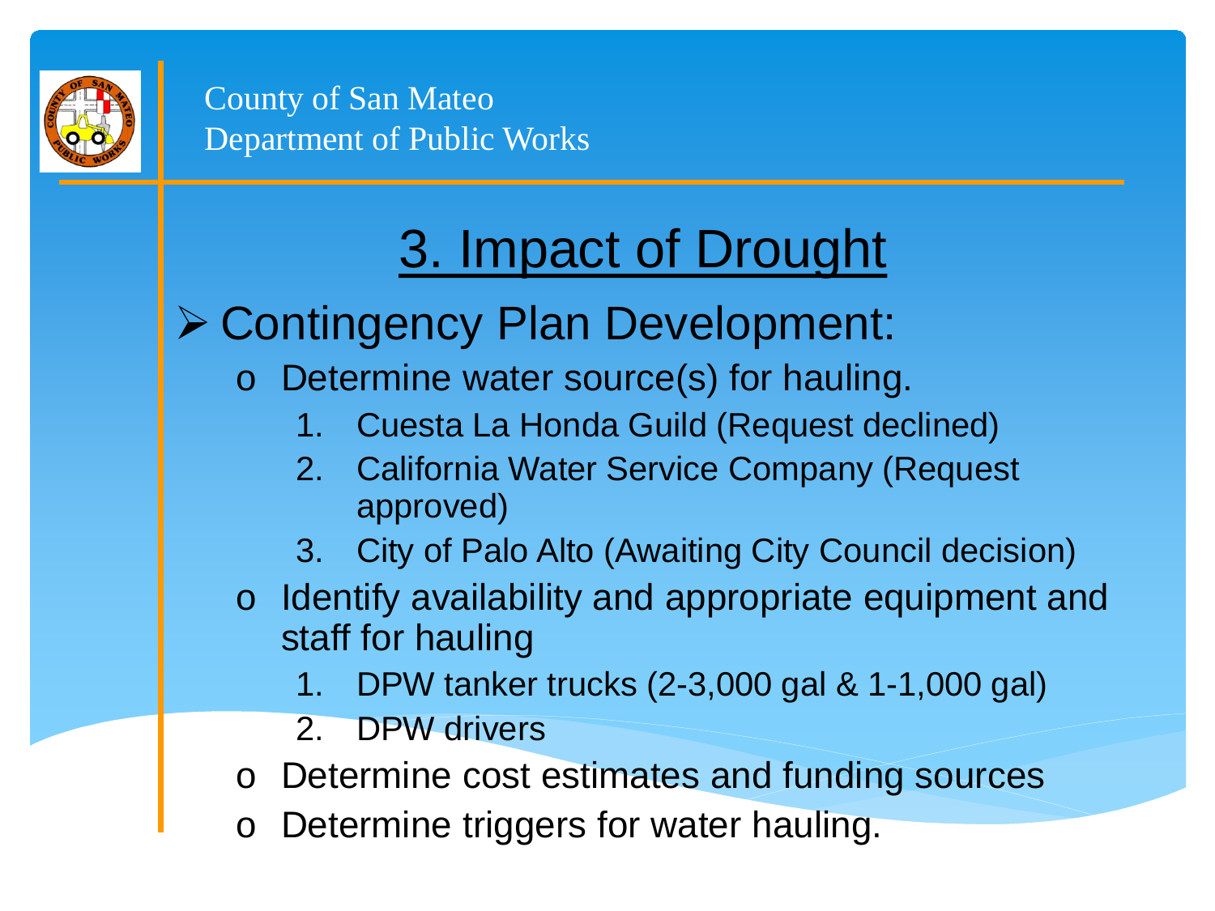County of San Mateo
Department of Public Works

# 3. Impact of Drought

- Contingency Plan Development:
  - Determine water source(s) for hauling.
    1. Cuesta La Honda Guild (Request declined)
    2. California Water Service Company (Request approved)
    3. City of Palo Alto (Awaiting City Council decision)
  - Identify availability and appropriate equipment and staff for hauling
    1. DPW tanker trucks (2-3,000 gal & 1-1,000 gal)
    2. DPW drivers
  - Determine cost estimates and funding sources
  - Determine triggers for water hauling.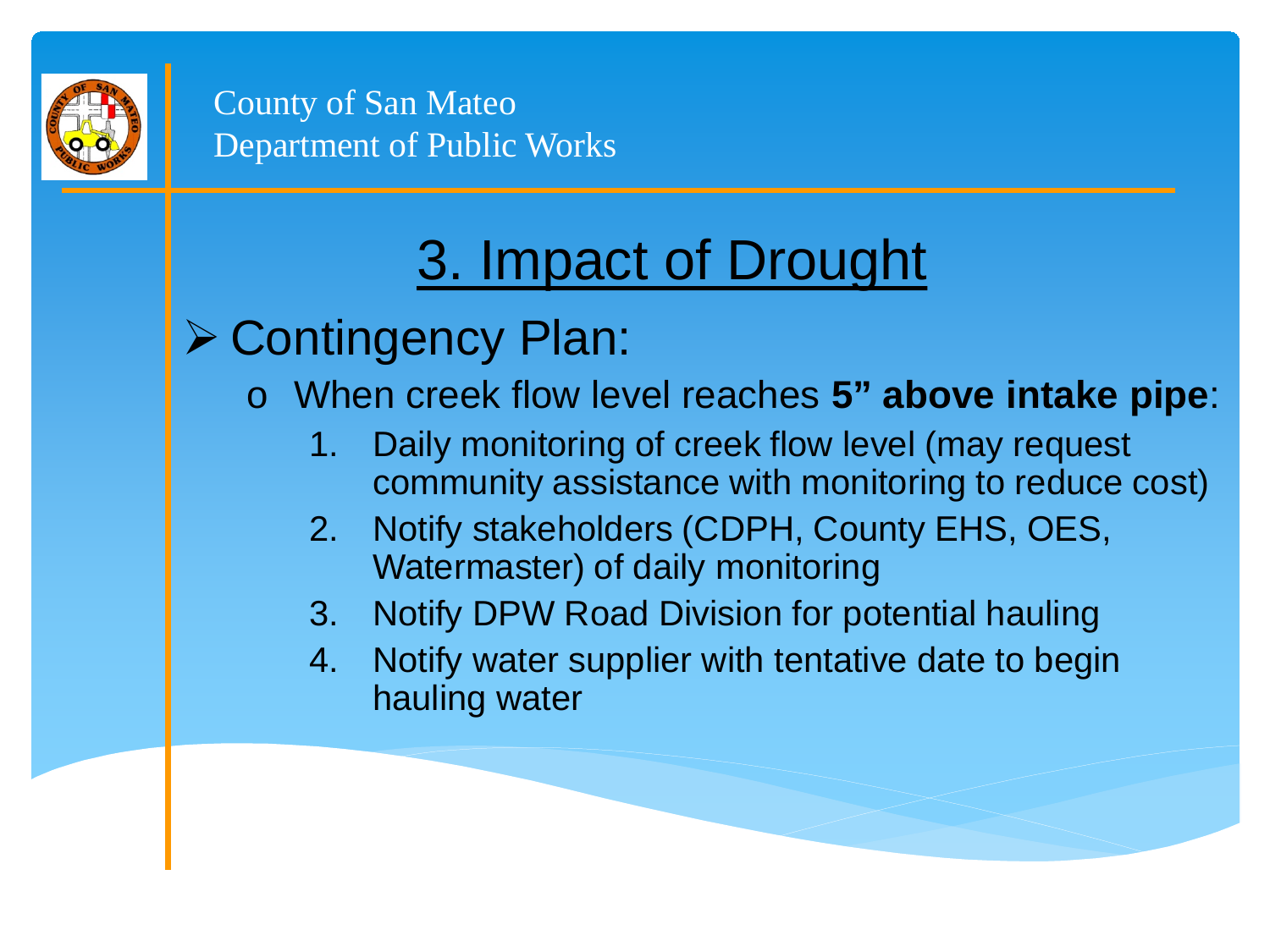County of San Mateo
Department of Public Works

# 3. Impact of Drought

- Contingency Plan:
  - When creek flow level reaches **5" above intake pipe**:
    1. Daily monitoring of creek flow level (may request community assistance with monitoring to reduce cost)
    2. Notify stakeholders (CDPH, County EHS, OES, Watermaster) of daily monitoring
    3. Notify DPW Road Division for potential hauling
    4. Notify water supplier with tentative date to begin hauling water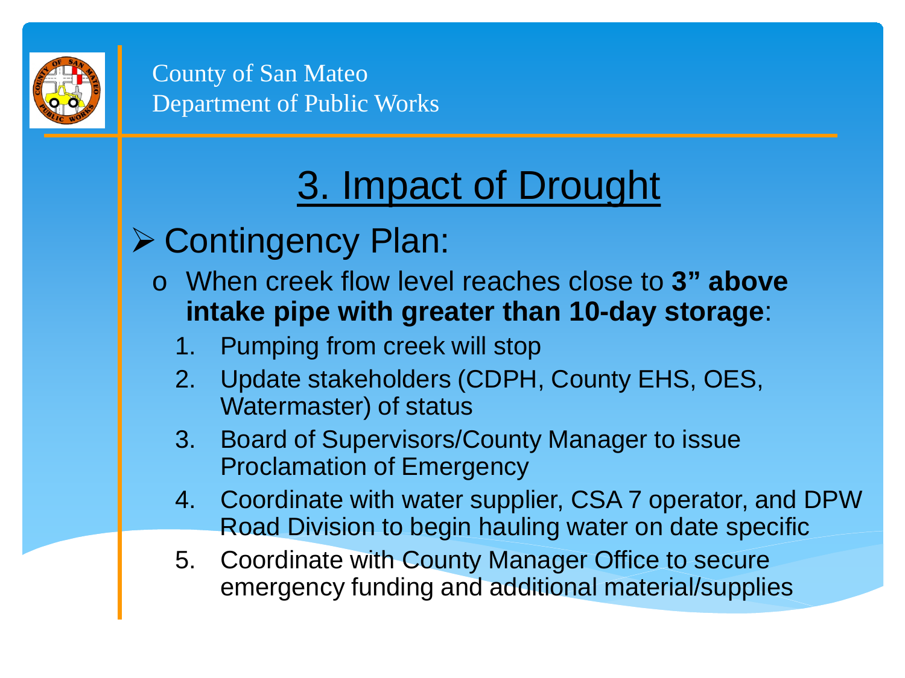County of San Mateo
Department of Public Works

# 3. Impact of Drought

- Contingency Plan:
  - When creek flow level reaches close to **3" above intake pipe with greater than 10-day storage**:
    1. Pumping from creek will stop
    2. Update stakeholders (CDPH, County EHS, OES, Watermaster) of status
    3. Board of Supervisors/County Manager to issue Proclamation of Emergency
    4. Coordinate with water supplier, CSA 7 operator, and DPW Road Division to begin hauling water on date specific
    5. Coordinate with County Manager Office to secure emergency funding and additional material/supplies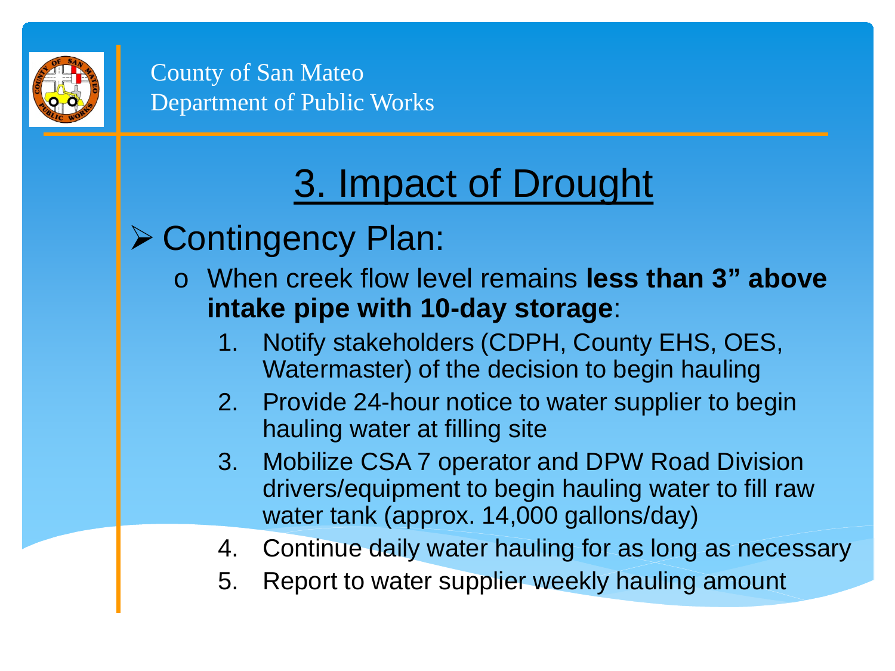County of San Mateo
Department of Public Works

# 3. Impact of Drought

- Contingency Plan:
  - When creek flow level remains **less than 3" above intake pipe with 10-day storage**:
    1. Notify stakeholders (CDPH, County EHS, OES, Watermaster) of the decision to begin hauling
    2. Provide 24-hour notice to water supplier to begin hauling water at filling site
    3. Mobilize CSA 7 operator and DPW Road Division drivers/equipment to begin hauling water to fill raw water tank (approx. 14,000 gallons/day)
    4. Continue daily water hauling for as long as necessary
    5. Report to water supplier weekly hauling amount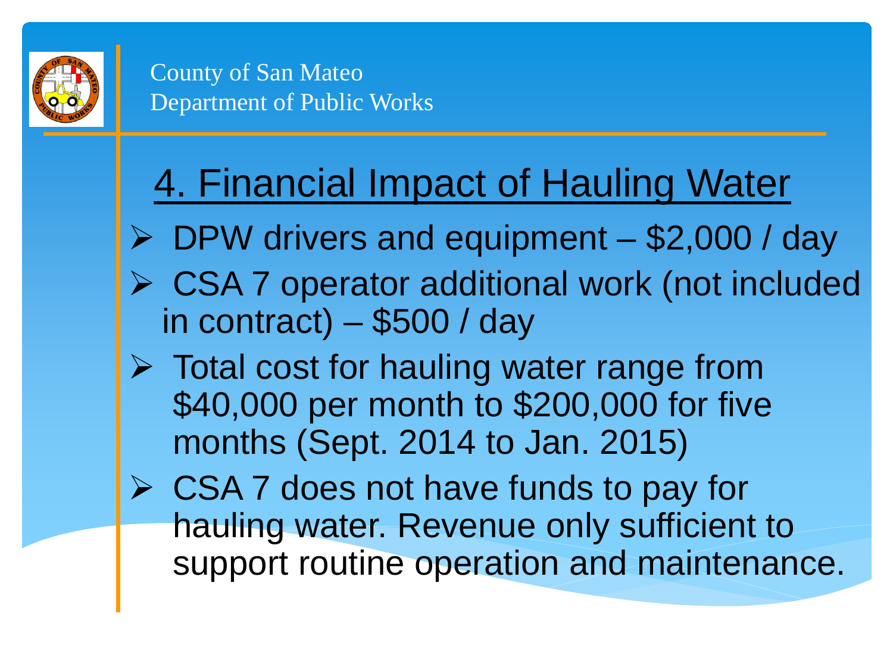County of San Mateo
Department of Public Works

# 4. Financial Impact of Hauling Water

- DPW drivers and equipment – $2,000 / day
- CSA 7 operator additional work (not included in contract) – $500 / day
- Total cost for hauling water range from $40,000 per month to $200,000 for five months (Sept. 2014 to Jan. 2015)
- CSA 7 does not have funds to pay for hauling water. Revenue only sufficient to support routine operation and maintenance.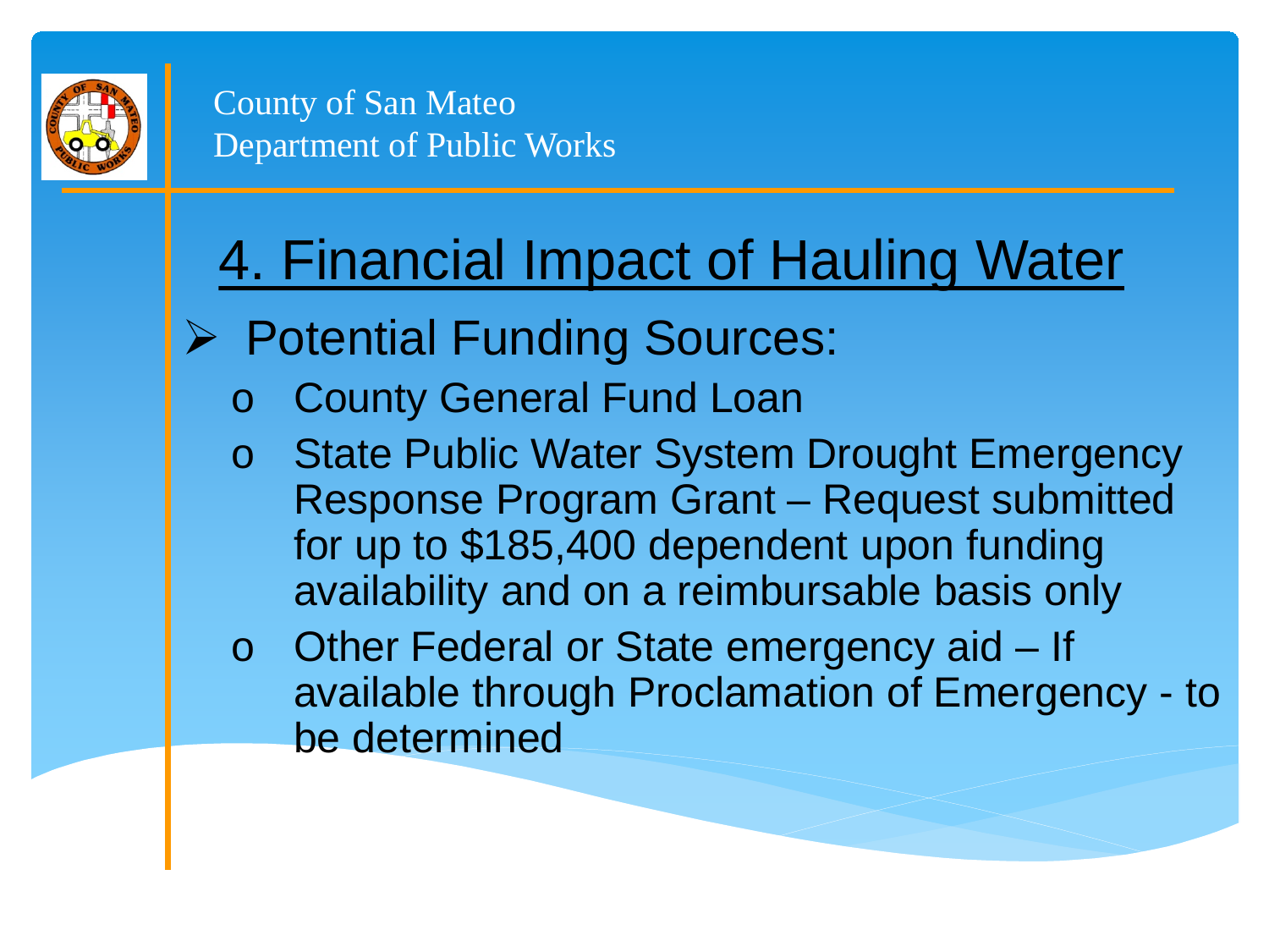County of San Mateo
Department of Public Works

# 4. Financial Impact of Hauling Water

- Potential Funding Sources:
  - County General Fund Loan
  - State Public Water System Drought Emergency Response Program Grant – Request submitted for up to $185,400 dependent upon funding availability and on a reimbursable basis only
  - Other Federal or State emergency aid – If available through Proclamation of Emergency - to be determined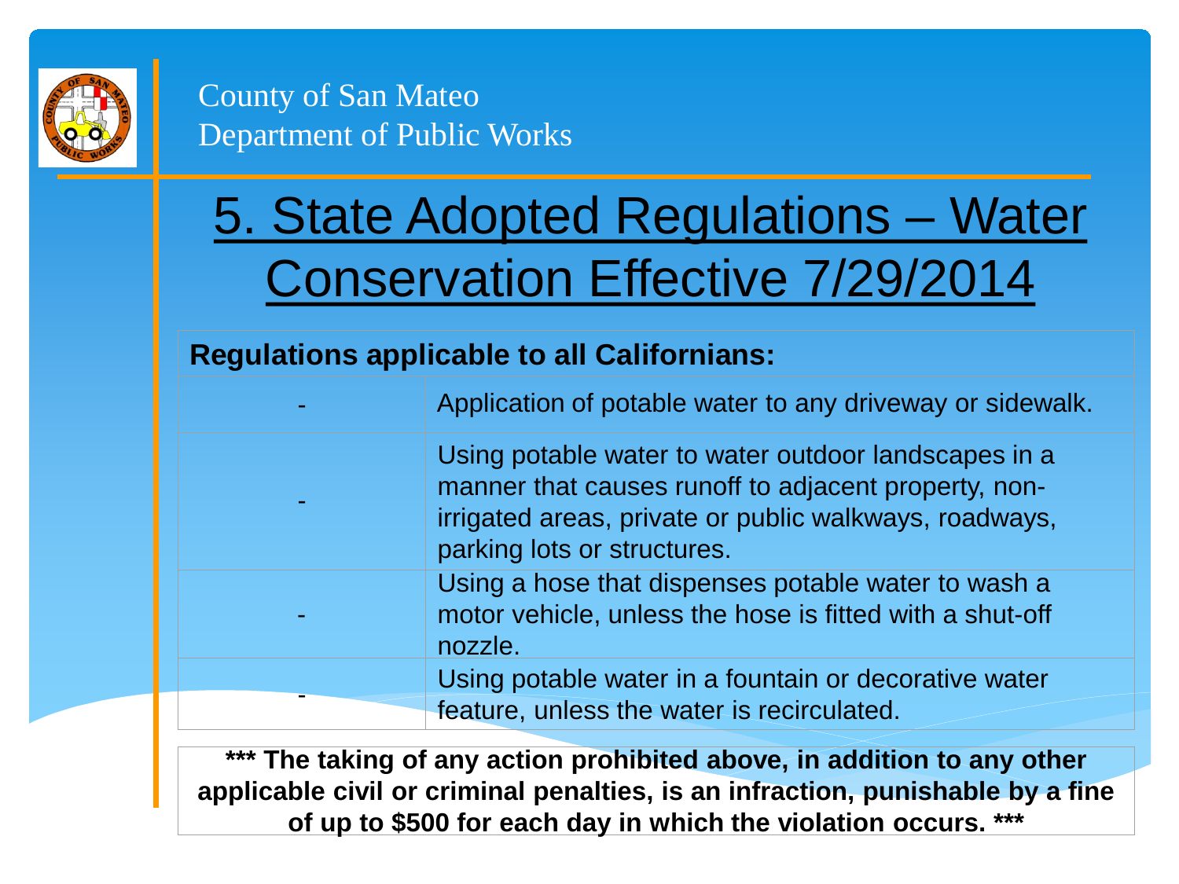County of San Mateo
Department of Public Works

# 5. State Adopted Regulations – Water Conservation Effective 7/29/2014

| **Regulations applicable to all Californians:** | |
|---|---|
| - | Application of potable water to any driveway or sidewalk. |
| - | Using potable water to water outdoor landscapes in a manner that causes runoff to adjacent property, non-irrigated areas, private or public walkways, roadways, parking lots or structures. |
| - | Using a hose that dispenses potable water to wash a motor vehicle, unless the hose is fitted with a shut-off nozzle. |
| - | Using potable water in a fountain or decorative water feature, unless the water is recirculated. |

**\*\*\* The taking of any action prohibited above, in addition to any other applicable civil or criminal penalties, is an infraction, punishable by a fine of up to $500 for each day in which the violation occurs. \*\*\***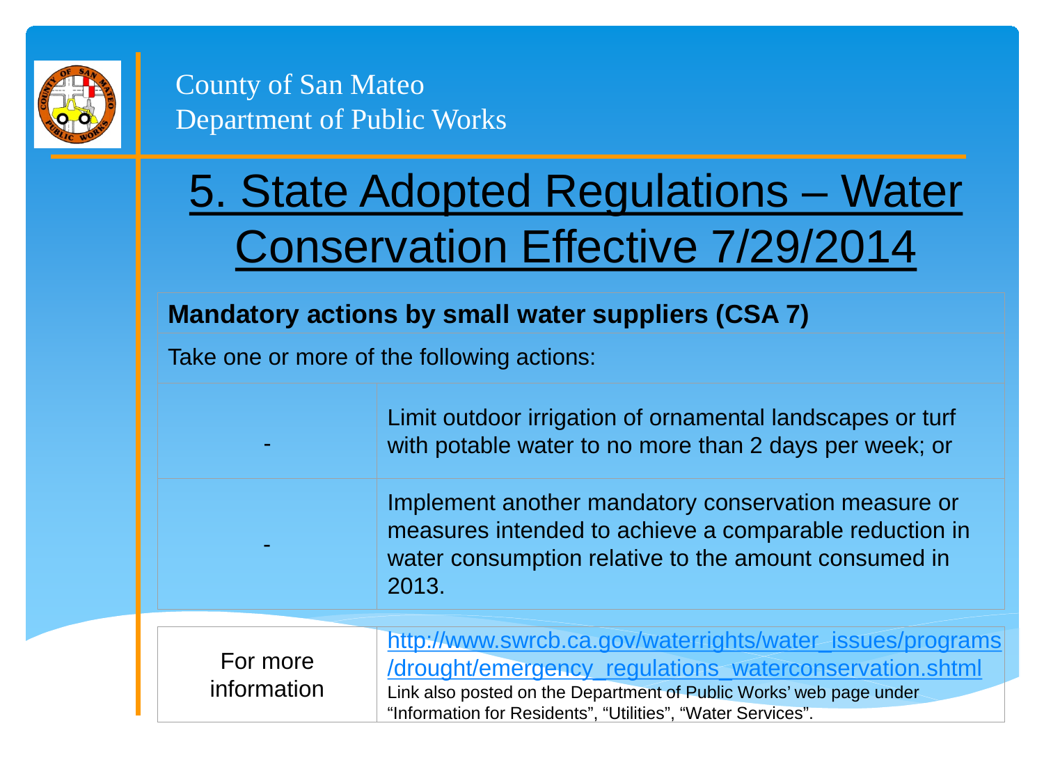County of San Mateo
Department of Public Works

# 5. State Adopted Regulations – Water Conservation Effective 7/29/2014

| Mandatory actions by small water suppliers (CSA 7) | |
|---|---|
| Take one or more of the following actions: | |
| - | Limit outdoor irrigation of ornamental landscapes or turf with potable water to no more than 2 days per week; or |
| - | Implement another mandatory conservation measure or measures intended to achieve a comparable reduction in water consumption relative to the amount consumed in 2013. |

| For more information | http://www.swrcb.ca.gov/waterrights/water_issues/programs/drought/emergency_regulations_waterconservation.shtml<br>Link also posted on the Department of Public Works' web page under "Information for Residents", "Utilities", "Water Services". |
|---|---|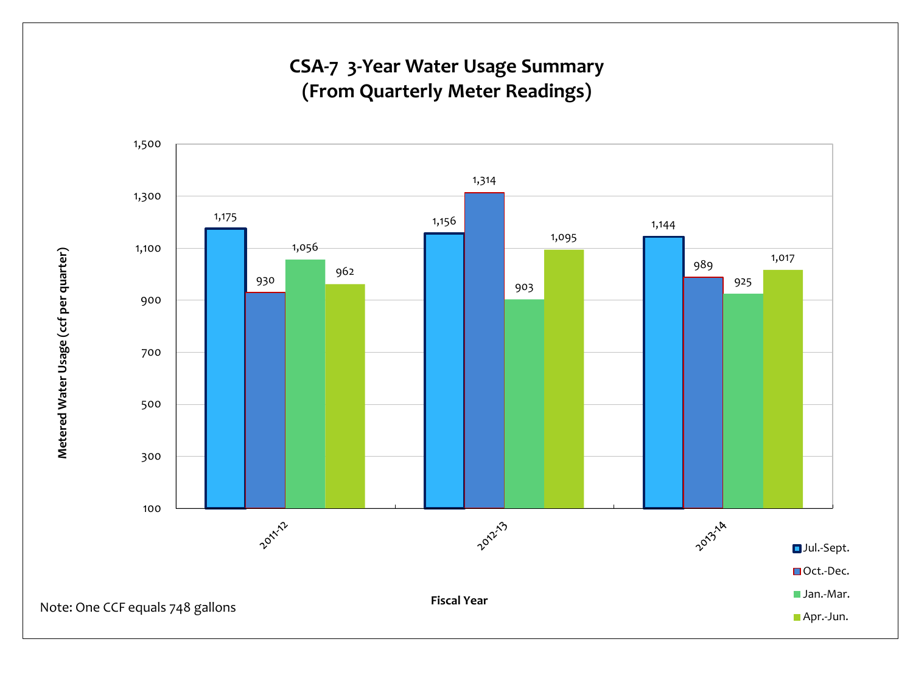# CSA-7 3-Year Water Usage Summary
# (From Quarterly Meter Readings)

Metered Water Usage (ccf per quarter)

| Fiscal Year | Jul.-Sept. | Oct.-Dec. | Jan.-Mar. | Apr.-Jun. |
|---|---|---|---|---|
| 2011-12 | 1,175 | 930 | 1,056 | 962 |
| 2012-13 | 1,156 | 1,314 | 903 | 1,095 |
| 2013-14 | 1,144 | 989 | 925 | 1,017 |

Note: One CCF equals 748 gallons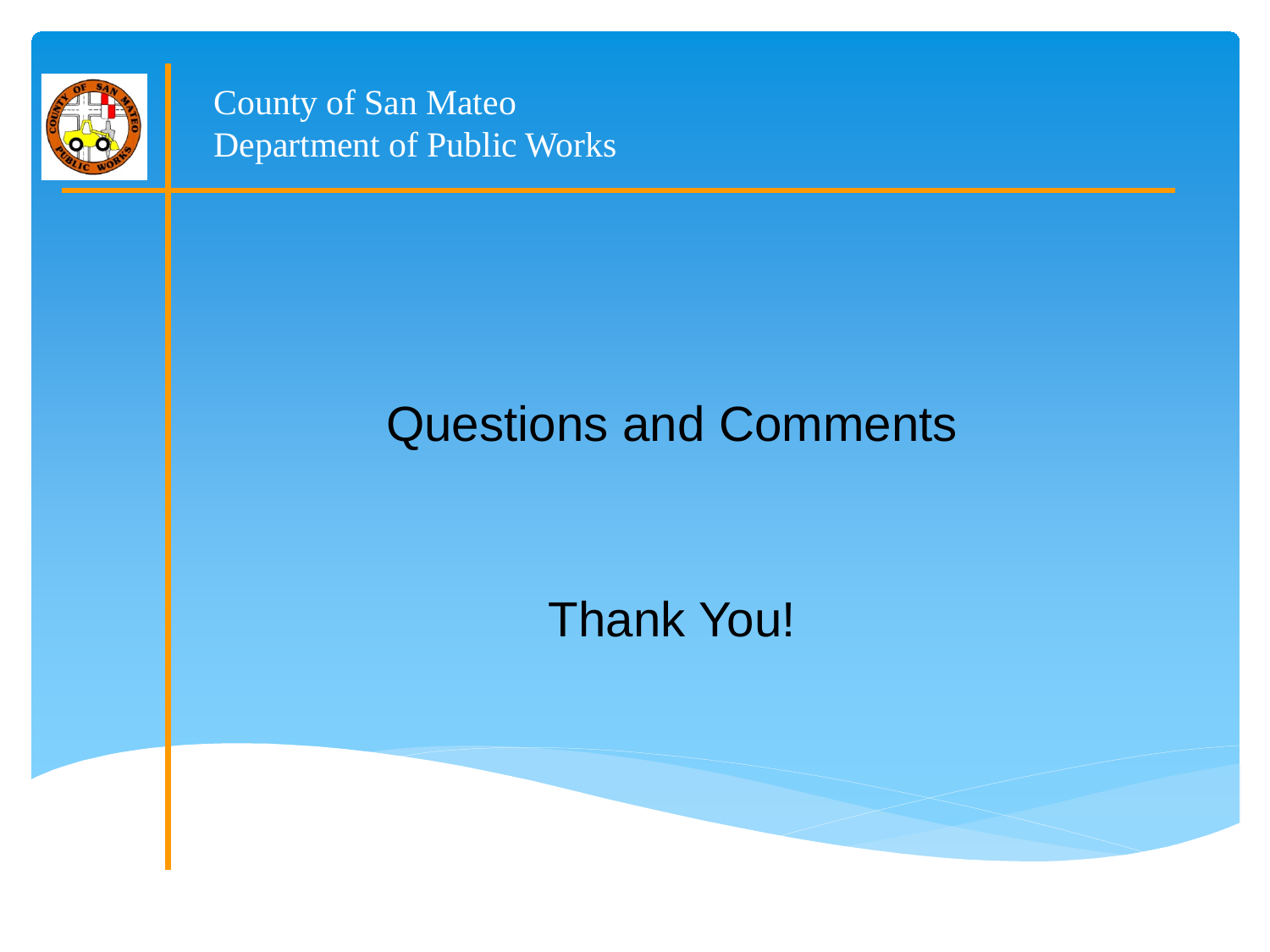County of San Mateo
Department of Public Works

# Questions and Comments

# Thank You!